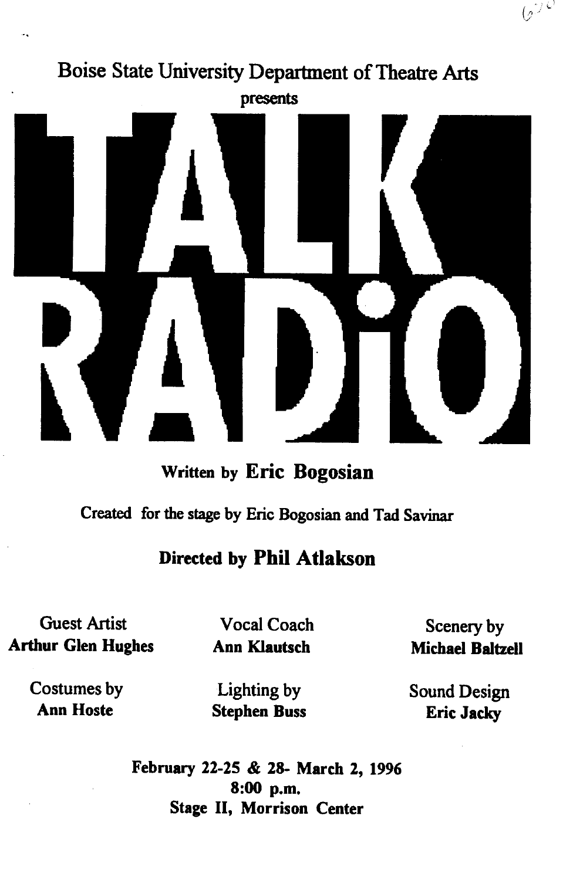Boise State University Department of Theatre Arts

presents

# TALK RADIO

Written by **Eric Bogosian**

Created for the stage by Eric Bogosian and Tad Savinar

**Directed by Phil Atlakson**

Guest Artist
**Arthur Glen Hughes**

Vocal Coach
**Ann Klautsch**

Scenery by
**Michael Baltzell**

Costumes by
**Ann Hoste**

Lighting by
**Stephen Buss**

Sound Design
**Eric Jacky**

**February 22-25 & 28- March 2, 1996**
**8:00 p.m.**
**Stage II, Morrison Center**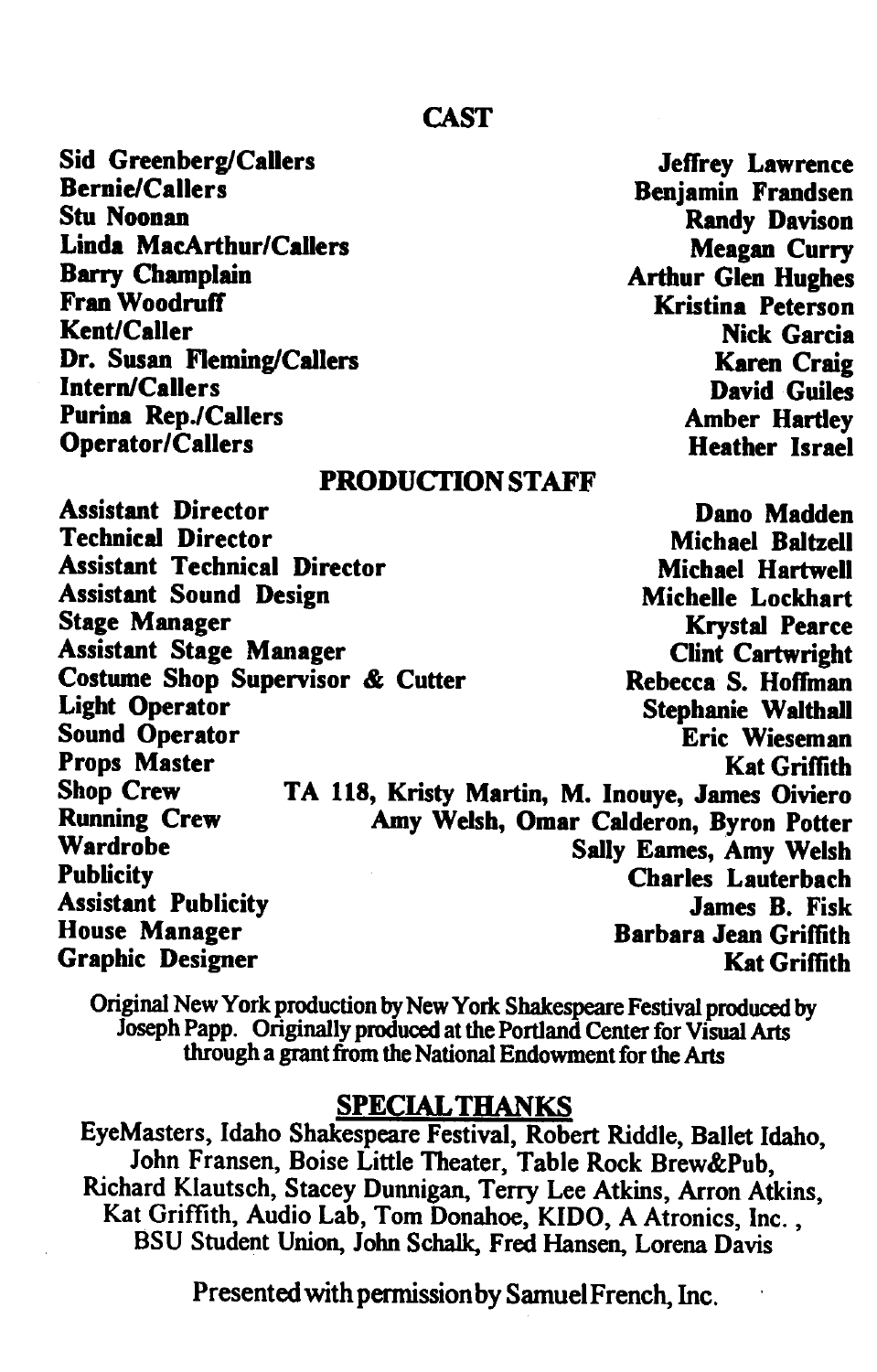## CAST

| | |
|---|---|
| Sid Greenberg/Callers | Jeffrey Lawrence |
| Bernie/Callers | Benjamin Frandsen |
| Stu Noonan | Randy Davison |
| Linda MacArthur/Callers | Meagan Curry |
| Barry Champlain | Arthur Glen Hughes |
| Fran Woodruff | Kristina Peterson |
| Kent/Caller | Nick Garcia |
| Dr. Susan Fleming/Callers | Karen Craig |
| Intern/Callers | David Guiles |
| Purina Rep./Callers | Amber Hartley |
| Operator/Callers | Heather Israel |

## PRODUCTION STAFF

| | |
|---|---|
| Assistant Director | Dano Madden |
| Technical Director | Michael Baltzell |
| Assistant Technical Director | Michael Hartwell |
| Assistant Sound Design | Michelle Lockhart |
| Stage Manager | Krystal Pearce |
| Assistant Stage Manager | Clint Cartwright |
| Costume Shop Supervisor & Cutter | Rebecca S. Hoffman |
| Light Operator | Stephanie Walthall |
| Sound Operator | Eric Wieseman |
| Props Master | Kat Griffith |
| Shop Crew | TA 118, Kristy Martin, M. Inouye, James Oiviero |
| Running Crew | Amy Welsh, Omar Calderon, Byron Potter |
| Wardrobe | Sally Eames, Amy Welsh |
| Publicity | Charles Lauterbach |
| Assistant Publicity | James B. Fisk |
| House Manager | Barbara Jean Griffith |
| Graphic Designer | Kat Griffith |

Original New York production by New York Shakespeare Festival produced by Joseph Papp. Originally produced at the Portland Center for Visual Arts through a grant from the National Endowment for the Arts

## SPECIAL THANKS

EyeMasters, Idaho Shakespeare Festival, Robert Riddle, Ballet Idaho, John Fransen, Boise Little Theater, Table Rock Brew&Pub, Richard Klautsch, Stacey Dunnigan, Terry Lee Atkins, Arron Atkins, Kat Griffith, Audio Lab, Tom Donahoe, KIDO, A Atronics, Inc. , BSU Student Union, John Schalk, Fred Hansen, Lorena Davis

Presented with permission by Samuel French, Inc.